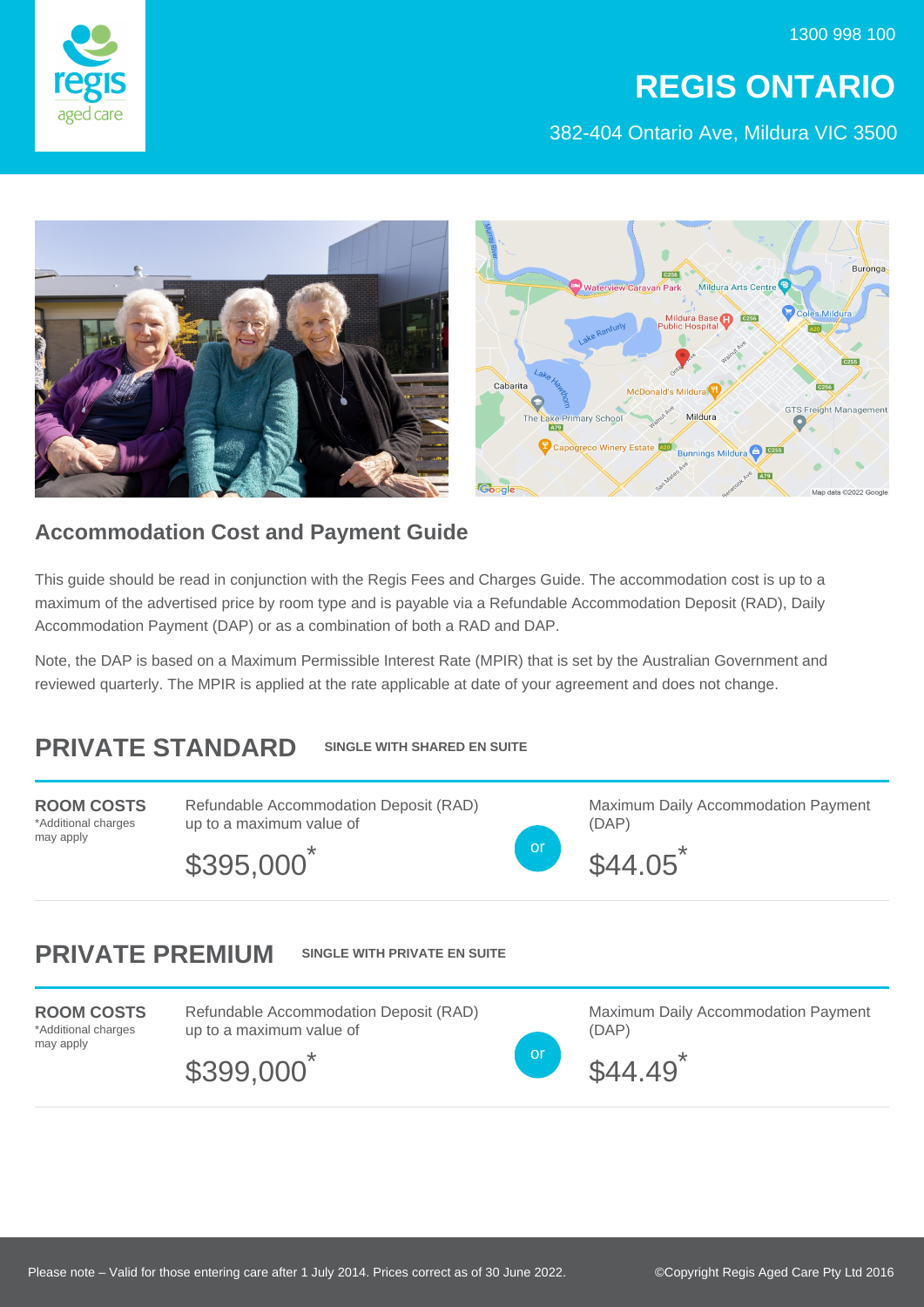1300 998 100

# REGIS ONTARIO

382-404 Ontario Ave, Mildura VIC 3500

## Accommodation Cost and Payment Guide

This guide should be read in conjunction with the Regis Fees and Charges Guide. The accommodation cost is up to a maximum of the advertised price by room type and is payable via a Refundable Accommodation Deposit (RAD), Daily Accommodation Payment (DAP) or as a combination of both a RAD and DAP.

Note, the DAP is based on a Maximum Permissible Interest Rate (MPIR) that is set by the Australian Government and reviewed quarterly. The MPIR is applied at the rate applicable at date of your agreement and does not change.

## PRIVATE STANDARD

**SINGLE WITH SHARED EN SUITE**

**ROOM COSTS**
*Additional charges may apply

Refundable Accommodation Deposit (RAD) up to a maximum value of

$395,000*

or

Maximum Daily Accommodation Payment (DAP)

$44.05*

## PRIVATE PREMIUM

**SINGLE WITH PRIVATE EN SUITE**

**ROOM COSTS**
*Additional charges may apply

Refundable Accommodation Deposit (RAD) up to a maximum value of

$399,000*

or

Maximum Daily Accommodation Payment (DAP)

$44.49*

Please note – Valid for those entering care after 1 July 2014. Prices correct as of 30 June 2022.

©Copyright Regis Aged Care Pty Ltd 2016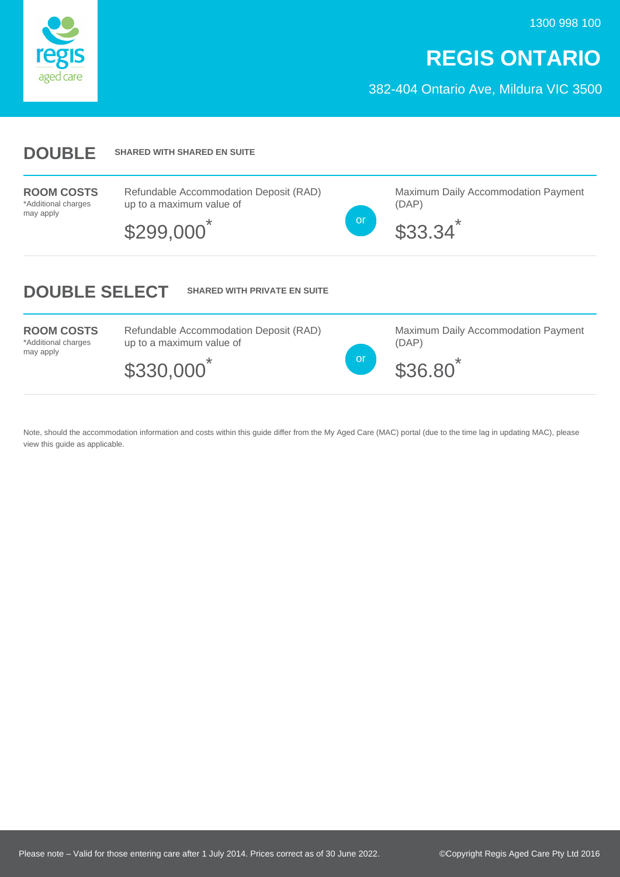1300 998 100

# REGIS ONTARIO

382-404 Ontario Ave, Mildura VIC 3500

## DOUBLE

**SHARED WITH SHARED EN SUITE**

**ROOM COSTS**
*Additional charges may apply

Refundable Accommodation Deposit (RAD) up to a maximum value of

$299,000*

or

Maximum Daily Accommodation Payment (DAP)

$33.34*

## DOUBLE SELECT

**SHARED WITH PRIVATE EN SUITE**

**ROOM COSTS**
*Additional charges may apply

Refundable Accommodation Deposit (RAD) up to a maximum value of

$330,000*

or

Maximum Daily Accommodation Payment (DAP)

$36.80*

Note, should the accommodation information and costs within this guide differ from the My Aged Care (MAC) portal (due to the time lag in updating MAC), please view this guide as applicable.

Please note – Valid for those entering care after 1 July 2014. Prices correct as of 30 June 2022.

©Copyright Regis Aged Care Pty Ltd 2016